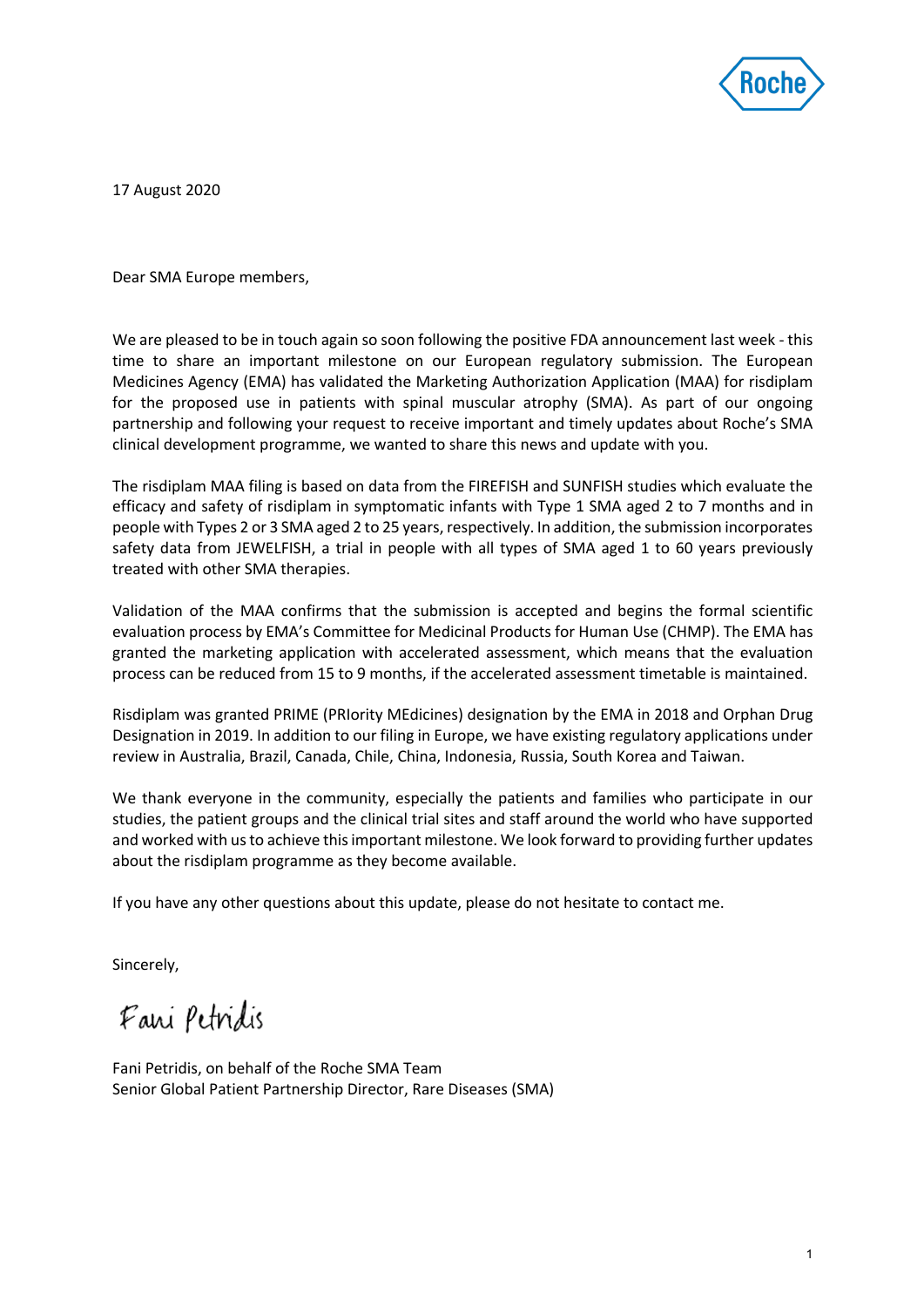17 August 2020

Dear SMA Europe members,

We are pleased to be in touch again so soon following the positive FDA announcement last week - this time to share an important milestone on our European regulatory submission. The European Medicines Agency (EMA) has validated the Marketing Authorization Application (MAA) for risdiplam for the proposed use in patients with spinal muscular atrophy (SMA). As part of our ongoing partnership and following your request to receive important and timely updates about Roche's SMA clinical development programme, we wanted to share this news and update with you.

The risdiplam MAA filing is based on data from the FIREFISH and SUNFISH studies which evaluate the efficacy and safety of risdiplam in symptomatic infants with Type 1 SMA aged 2 to 7 months and in people with Types 2 or 3 SMA aged 2 to 25 years, respectively. In addition, the submission incorporates safety data from JEWELFISH, a trial in people with all types of SMA aged 1 to 60 years previously treated with other SMA therapies.

Validation of the MAA confirms that the submission is accepted and begins the formal scientific evaluation process by EMA's Committee for Medicinal Products for Human Use (CHMP). The EMA has granted the marketing application with accelerated assessment, which means that the evaluation process can be reduced from 15 to 9 months, if the accelerated assessment timetable is maintained.

Risdiplam was granted PRIME (PRIority MEdicines) designation by the EMA in 2018 and Orphan Drug Designation in 2019. In addition to our filing in Europe, we have existing regulatory applications under review in Australia, Brazil, Canada, Chile, China, Indonesia, Russia, South Korea and Taiwan.

We thank everyone in the community, especially the patients and families who participate in our studies, the patient groups and the clinical trial sites and staff around the world who have supported and worked with us to achieve this important milestone. We look forward to providing further updates about the risdiplam programme as they become available.

If you have any other questions about this update, please do not hesitate to contact me.

Sincerely,

Fani Petridis

Fani Petridis, on behalf of the Roche SMA Team
Senior Global Patient Partnership Director, Rare Diseases (SMA)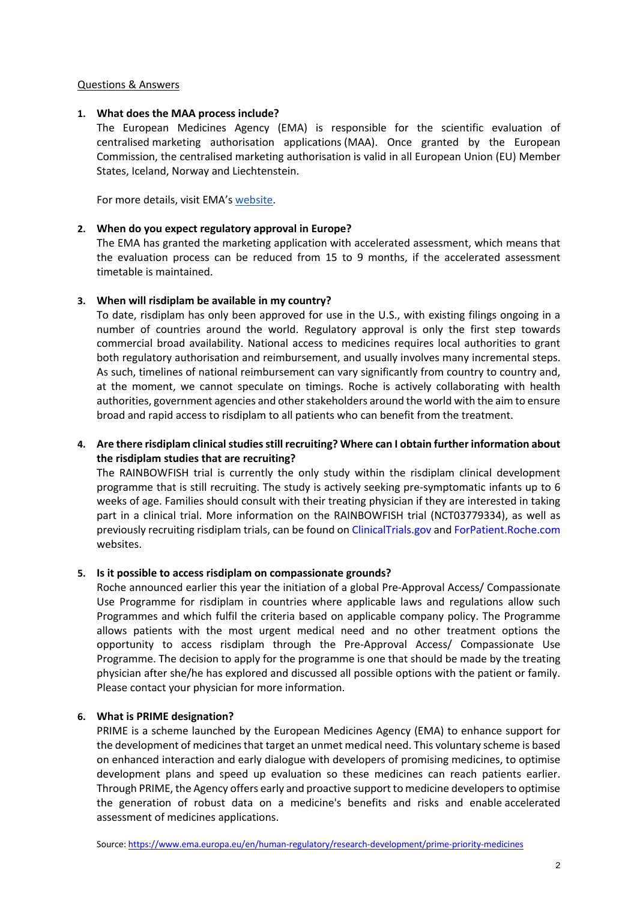Questions & Answers

1. **What does the MAA process include?**

   The European Medicines Agency (EMA) is responsible for the scientific evaluation of centralised marketing authorisation applications (MAA). Once granted by the European Commission, the centralised marketing authorisation is valid in all European Union (EU) Member States, Iceland, Norway and Liechtenstein.

   For more details, visit EMA's website.

2. **When do you expect regulatory approval in Europe?**

   The EMA has granted the marketing application with accelerated assessment, which means that the evaluation process can be reduced from 15 to 9 months, if the accelerated assessment timetable is maintained.

3. **When will risdiplam be available in my country?**

   To date, risdiplam has only been approved for use in the U.S., with existing filings ongoing in a number of countries around the world. Regulatory approval is only the first step towards commercial broad availability. National access to medicines requires local authorities to grant both regulatory authorisation and reimbursement, and usually involves many incremental steps. As such, timelines of national reimbursement can vary significantly from country to country and, at the moment, we cannot speculate on timings. Roche is actively collaborating with health authorities, government agencies and other stakeholders around the world with the aim to ensure broad and rapid access to risdiplam to all patients who can benefit from the treatment.

4. **Are there risdiplam clinical studies still recruiting? Where can I obtain further information about the risdiplam studies that are recruiting?**

   The RAINBOWFISH trial is currently the only study within the risdiplam clinical development programme that is still recruiting. The study is actively seeking pre-symptomatic infants up to 6 weeks of age. Families should consult with their treating physician if they are interested in taking part in a clinical trial. More information on the RAINBOWFISH trial (NCT03779334), as well as previously recruiting risdiplam trials, can be found on ClinicalTrials.gov and ForPatient.Roche.com websites.

5. **Is it possible to access risdiplam on compassionate grounds?**

   Roche announced earlier this year the initiation of a global Pre-Approval Access/ Compassionate Use Programme for risdiplam in countries where applicable laws and regulations allow such Programmes and which fulfil the criteria based on applicable company policy. The Programme allows patients with the most urgent medical need and no other treatment options the opportunity to access risdiplam through the Pre-Approval Access/ Compassionate Use Programme. The decision to apply for the programme is one that should be made by the treating physician after she/he has explored and discussed all possible options with the patient or family. Please contact your physician for more information.

6. **What is PRIME designation?**

   PRIME is a scheme launched by the European Medicines Agency (EMA) to enhance support for the development of medicines that target an unmet medical need. This voluntary scheme is based on enhanced interaction and early dialogue with developers of promising medicines, to optimise development plans and speed up evaluation so these medicines can reach patients earlier. Through PRIME, the Agency offers early and proactive support to medicine developers to optimise the generation of robust data on a medicine's benefits and risks and enable accelerated assessment of medicines applications.

Source: https://www.ema.europa.eu/en/human-regulatory/research-development/prime-priority-medicines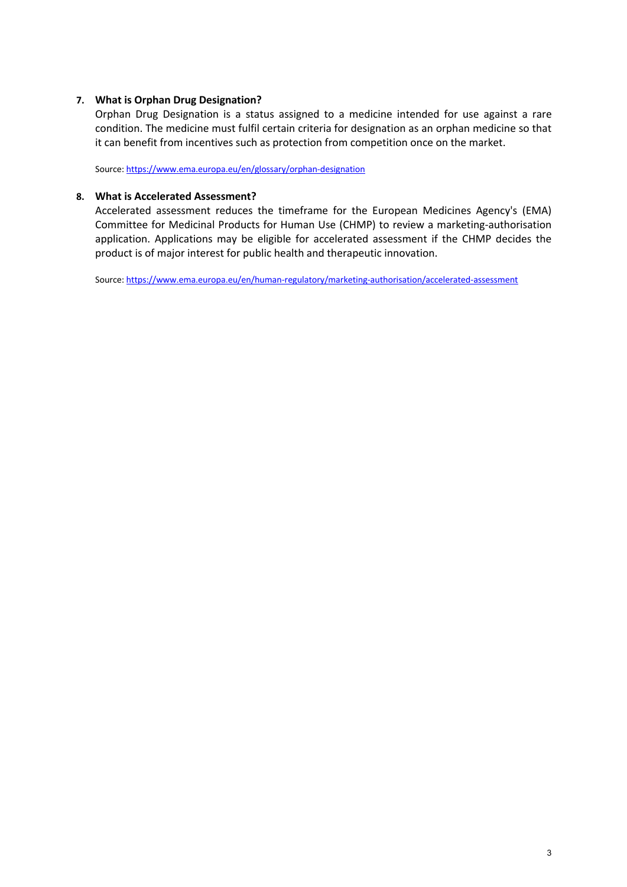7. **What is Orphan Drug Designation?**

   Orphan Drug Designation is a status assigned to a medicine intended for use against a rare condition. The medicine must fulfil certain criteria for designation as an orphan medicine so that it can benefit from incentives such as protection from competition once on the market.

   Source: https://www.ema.europa.eu/en/glossary/orphan-designation

8. **What is Accelerated Assessment?**

   Accelerated assessment reduces the timeframe for the European Medicines Agency's (EMA) Committee for Medicinal Products for Human Use (CHMP) to review a marketing-authorisation application. Applications may be eligible for accelerated assessment if the CHMP decides the product is of major interest for public health and therapeutic innovation.

   Source: https://www.ema.europa.eu/en/human-regulatory/marketing-authorisation/accelerated-assessment